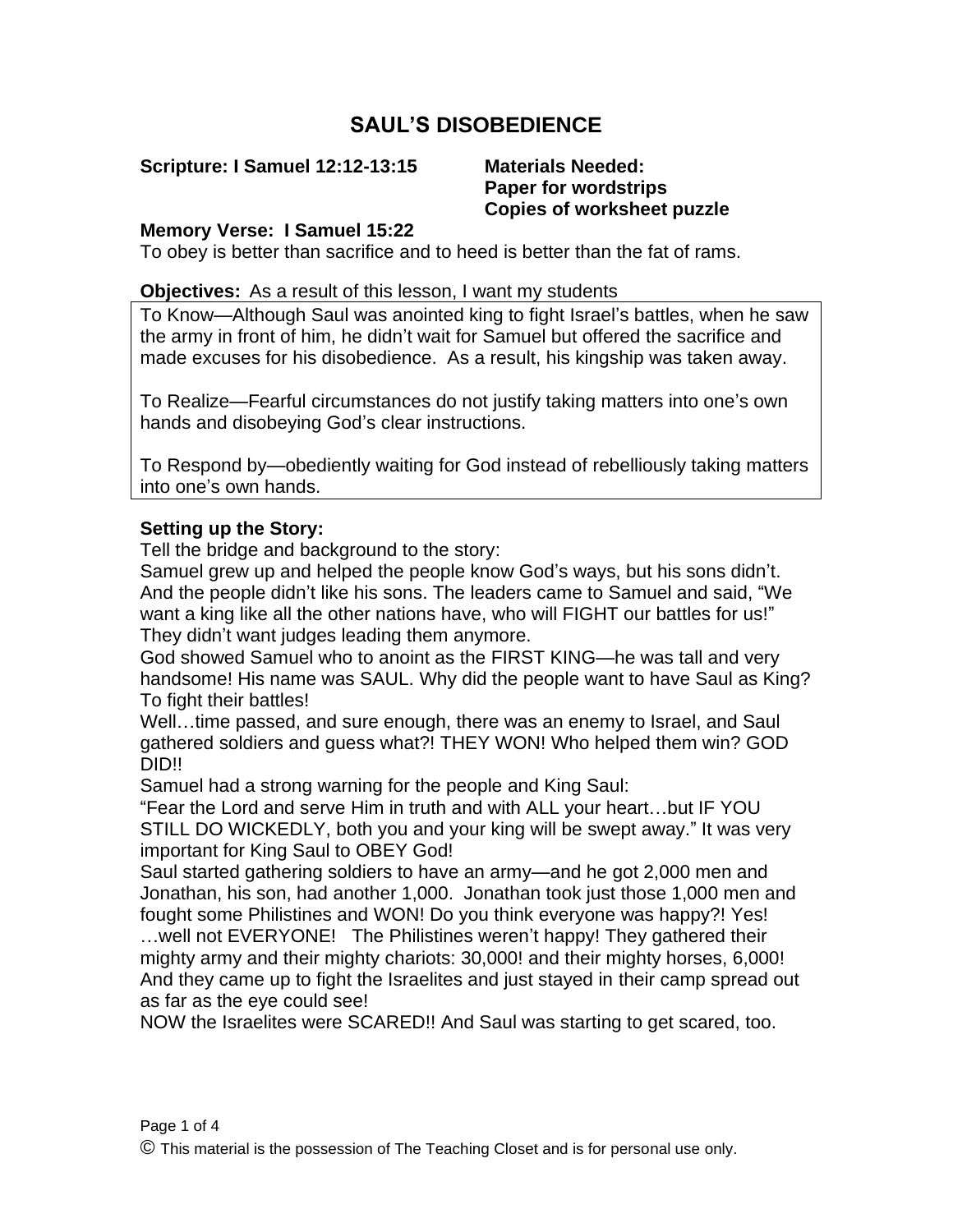# SAUL'S DISOBEDIENCE

**Scripture: I Samuel 12:12-13:15**

**Materials Needed:**
**Paper for wordstrips**
**Copies of worksheet puzzle**

**Memory Verse: I Samuel 15:22**
To obey is better than sacrifice and to heed is better than the fat of rams.

**Objectives:** As a result of this lesson, I want my students

To Know—Although Saul was anointed king to fight Israel's battles, when he saw the army in front of him, he didn't wait for Samuel but offered the sacrifice and made excuses for his disobedience. As a result, his kingship was taken away.

To Realize—Fearful circumstances do not justify taking matters into one's own hands and disobeying God's clear instructions.

To Respond by—obediently waiting for God instead of rebelliously taking matters into one's own hands.

**Setting up the Story:**
Tell the bridge and background to the story:
Samuel grew up and helped the people know God's ways, but his sons didn't. And the people didn't like his sons. The leaders came to Samuel and said, "We want a king like all the other nations have, who will FIGHT our battles for us!" They didn't want judges leading them anymore.
God showed Samuel who to anoint as the FIRST KING—he was tall and very handsome! His name was SAUL. Why did the people want to have Saul as King? To fight their battles!
Well…time passed, and sure enough, there was an enemy to Israel, and Saul gathered soldiers and guess what?! THEY WON! Who helped them win? GOD DID!!
Samuel had a strong warning for the people and King Saul:
"Fear the Lord and serve Him in truth and with ALL your heart…but IF YOU STILL DO WICKEDLY, both you and your king will be swept away." It was very important for King Saul to OBEY God!
Saul started gathering soldiers to have an army—and he got 2,000 men and Jonathan, his son, had another 1,000. Jonathan took just those 1,000 men and fought some Philistines and WON! Do you think everyone was happy?! Yes! …well not EVERYONE! The Philistines weren't happy! They gathered their mighty army and their mighty chariots: 30,000! and their mighty horses, 6,000! And they came up to fight the Israelites and just stayed in their camp spread out as far as the eye could see!
NOW the Israelites were SCARED!! And Saul was starting to get scared, too.

© This material is the possession of The Teaching Closet and is for personal use only.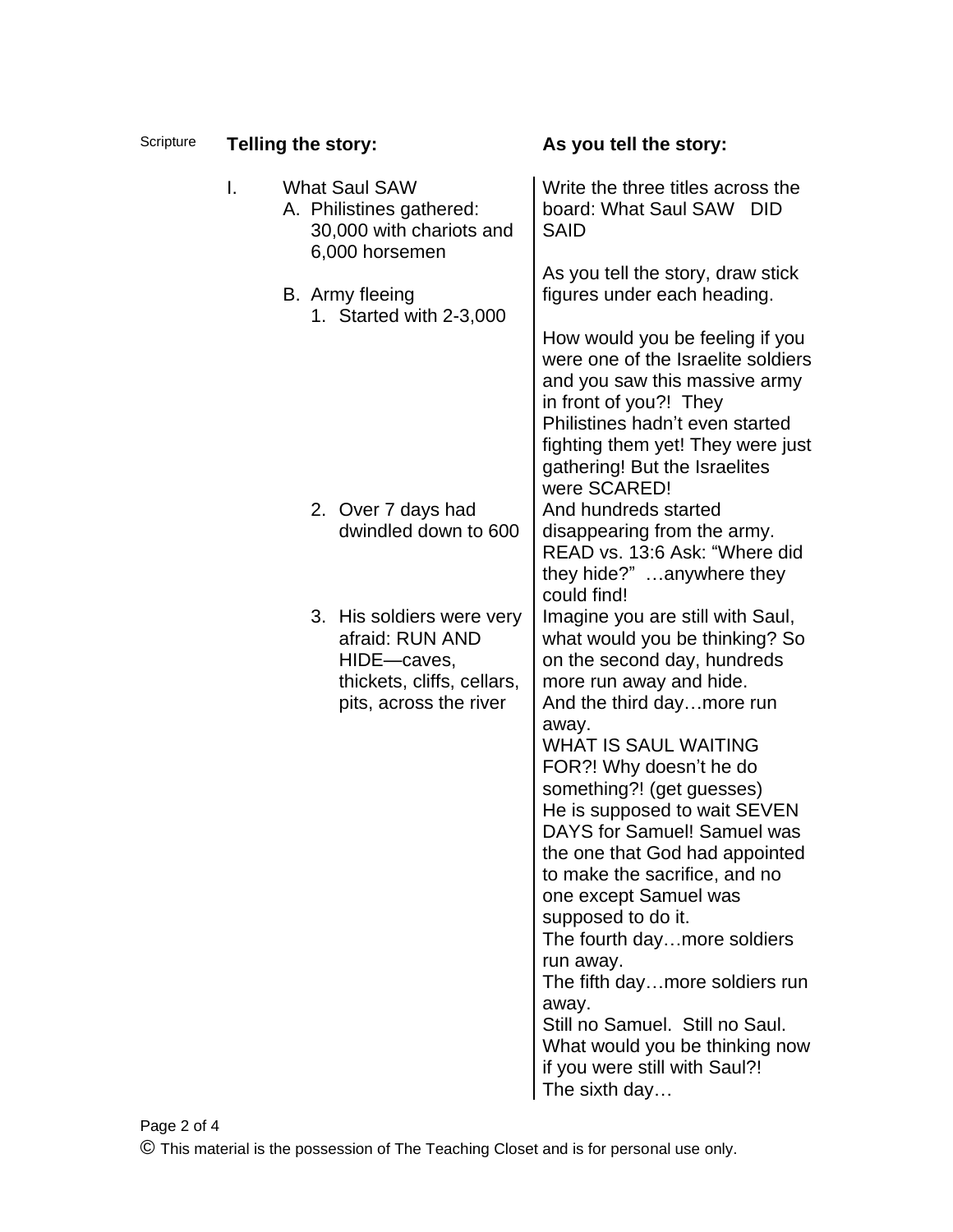| Scripture | Telling the story: | As you tell the story: |
| --- | --- | --- |
| | I. What Saul SAW<br>A. Philistines gathered: 30,000 with chariots and 6,000 horsemen<br><br>B. Army fleeing<br>1. Started with 2-3,000 | Write the three titles across the board: What Saul SAW DID SAID<br><br>As you tell the story, draw stick figures under each heading.<br><br>How would you be feeling if you were one of the Israelite soldiers and you saw this massive army in front of you?! They Philistines hadn't even started fighting them yet! They were just gathering! But the Israelites were SCARED! |
| | 2. Over 7 days had dwindled down to 600 | And hundreds started disappearing from the army. READ vs. 13:6 Ask: "Where did they hide?" …anywhere they could find! |
| | 3. His soldiers were very afraid: RUN AND HIDE—caves, thickets, cliffs, cellars, pits, across the river | Imagine you are still with Saul, what would you be thinking? So on the second day, hundreds more run away and hide.<br>And the third day…more run away.<br>WHAT IS SAUL WAITING FOR?! Why doesn't he do something?! (get guesses)<br>He is supposed to wait SEVEN DAYS for Samuel! Samuel was the one that God had appointed to make the sacrifice, and no one except Samuel was supposed to do it.<br>The fourth day…more soldiers run away.<br>The fifth day…more soldiers run away.<br>Still no Samuel. Still no Saul. What would you be thinking now if you were still with Saul?!<br>The sixth day… |

© This material is the possession of The Teaching Closet and is for personal use only.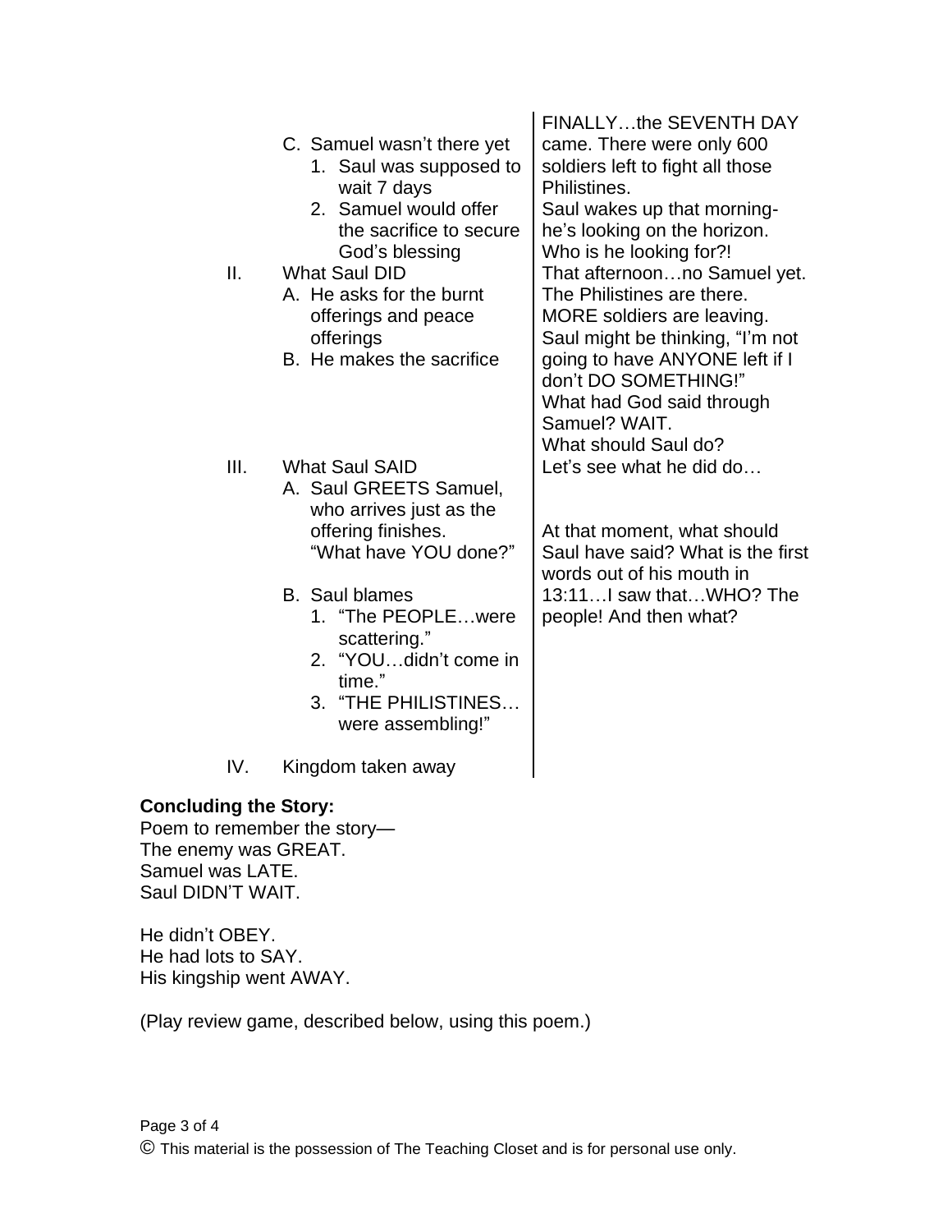| | |
|---|---|
| C. Samuel wasn't there yet<br>1. Saul was supposed to wait 7 days<br>2. Samuel would offer the sacrifice to secure God's blessing | FINALLY…the SEVENTH DAY came. There were only 600 soldiers left to fight all those Philistines.<br>Saul wakes up that morning- he's looking on the horizon. Who is he looking for?! |
| II. What Saul DID<br>A. He asks for the burnt offerings and peace offerings<br>B. He makes the sacrifice | That afternoon…no Samuel yet. The Philistines are there. MORE soldiers are leaving. Saul might be thinking, "I'm not going to have ANYONE left if I don't DO SOMETHING!"<br>What had God said through Samuel? WAIT.<br>What should Saul do? |
| III. What Saul SAID<br>A. Saul GREETS Samuel, who arrives just as the offering finishes. "What have YOU done?"<br>B. Saul blames<br>1. "The PEOPLE…were scattering."<br>2. "YOU…didn't come in time."<br>3. "THE PHILISTINES… were assembling!" | Let's see what he did do…<br><br>At that moment, what should Saul have said? What is the first words out of his mouth in 13:11…I saw that…WHO? The people! And then what? |
| IV. Kingdom taken away | |

**Concluding the Story:**

Poem to remember the story—
The enemy was GREAT.
Samuel was LATE.
Saul DIDN'T WAIT.

He didn't OBEY.
He had lots to SAY.
His kingship went AWAY.

(Play review game, described below, using this poem.)

© This material is the possession of The Teaching Closet and is for personal use only.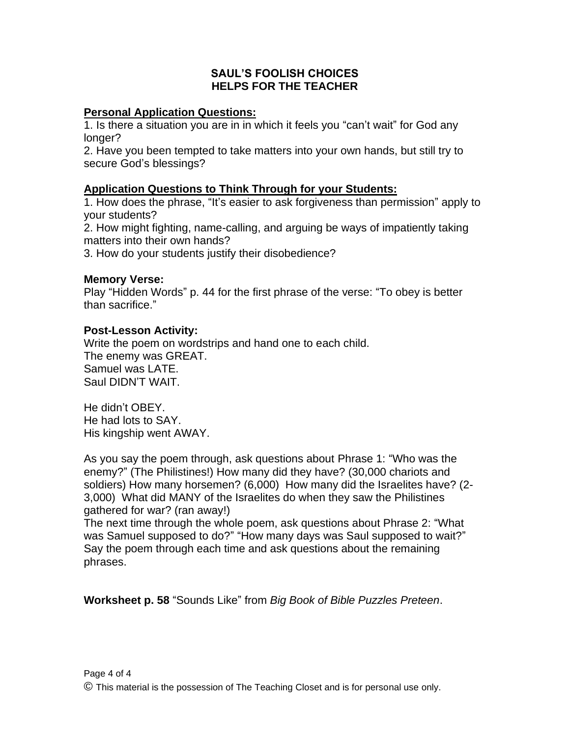# SAUL'S FOOLISH CHOICES
## HELPS FOR THE TEACHER

**Personal Application Questions:**

1. Is there a situation you are in in which it feels you "can't wait" for God any longer?
2. Have you been tempted to take matters into your own hands, but still try to secure God's blessings?

**Application Questions to Think Through for your Students:**

1. How does the phrase, "It's easier to ask forgiveness than permission" apply to your students?
2. How might fighting, name-calling, and arguing be ways of impatiently taking matters into their own hands?
3. How do your students justify their disobedience?

**Memory Verse:**

Play "Hidden Words" p. 44 for the first phrase of the verse: "To obey is better than sacrifice."

**Post-Lesson Activity:**

Write the poem on wordstrips and hand one to each child.

The enemy was GREAT.
Samuel was LATE.
Saul DIDN'T WAIT.

He didn't OBEY.
He had lots to SAY.
His kingship went AWAY.

As you say the poem through, ask questions about Phrase 1: "Who was the enemy?" (The Philistines!) How many did they have? (30,000 chariots and soldiers) How many horsemen? (6,000) How many did the Israelites have? (2-3,000) What did MANY of the Israelites do when they saw the Philistines gathered for war? (ran away!)

The next time through the whole poem, ask questions about Phrase 2: "What was Samuel supposed to do?" "How many days was Saul supposed to wait?" Say the poem through each time and ask questions about the remaining phrases.

**Worksheet p. 58** "Sounds Like" from *Big Book of Bible Puzzles Preteen*.

© This material is the possession of The Teaching Closet and is for personal use only.